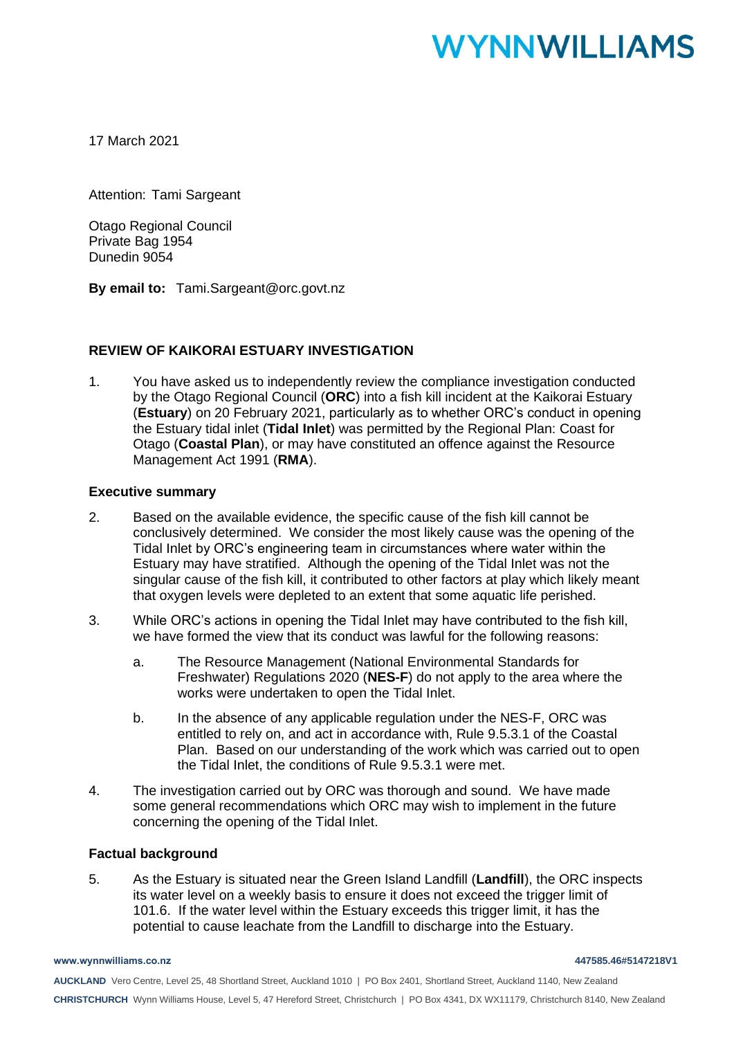WYNNWILLIAMS

17 March 2021

Attention: Tami Sargeant

Otago Regional Council
Private Bag 1954
Dunedin 9054

**By email to:** Tami.Sargeant@orc.govt.nz

**REVIEW OF KAIKORAI ESTUARY INVESTIGATION**

1. You have asked us to independently review the compliance investigation conducted by the Otago Regional Council (**ORC**) into a fish kill incident at the Kaikorai Estuary (**Estuary**) on 20 February 2021, particularly as to whether ORC's conduct in opening the Estuary tidal inlet (**Tidal Inlet**) was permitted by the Regional Plan: Coast for Otago (**Coastal Plan**), or may have constituted an offence against the Resource Management Act 1991 (**RMA**).

**Executive summary**

2. Based on the available evidence, the specific cause of the fish kill cannot be conclusively determined. We consider the most likely cause was the opening of the Tidal Inlet by ORC's engineering team in circumstances where water within the Estuary may have stratified. Although the opening of the Tidal Inlet was not the singular cause of the fish kill, it contributed to other factors at play which likely meant that oxygen levels were depleted to an extent that some aquatic life perished.

3. While ORC's actions in opening the Tidal Inlet may have contributed to the fish kill, we have formed the view that its conduct was lawful for the following reasons:

   a. The Resource Management (National Environmental Standards for Freshwater) Regulations 2020 (**NES-F**) do not apply to the area where the works were undertaken to open the Tidal Inlet.

   b. In the absence of any applicable regulation under the NES-F, ORC was entitled to rely on, and act in accordance with, Rule 9.5.3.1 of the Coastal Plan. Based on our understanding of the work which was carried out to open the Tidal Inlet, the conditions of Rule 9.5.3.1 were met.

4. The investigation carried out by ORC was thorough and sound. We have made some general recommendations which ORC may wish to implement in the future concerning the opening of the Tidal Inlet.

**Factual background**

5. As the Estuary is situated near the Green Island Landfill (**Landfill**), the ORC inspects its water level on a weekly basis to ensure it does not exceed the trigger limit of 101.6. If the water level within the Estuary exceeds this trigger limit, it has the potential to cause leachate from the Landfill to discharge into the Estuary.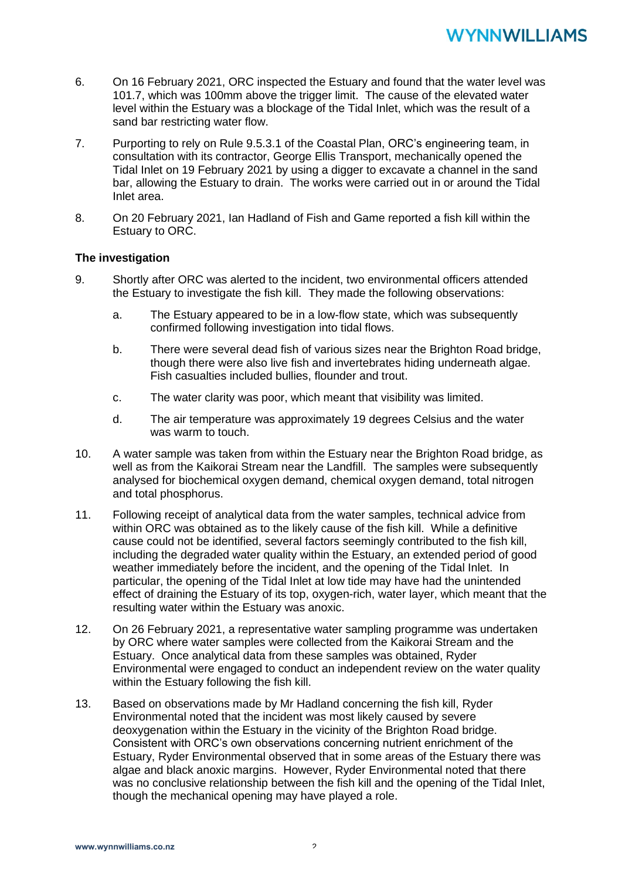6. On 16 February 2021, ORC inspected the Estuary and found that the water level was 101.7, which was 100mm above the trigger limit. The cause of the elevated water level within the Estuary was a blockage of the Tidal Inlet, which was the result of a sand bar restricting water flow.

7. Purporting to rely on Rule 9.5.3.1 of the Coastal Plan, ORC's engineering team, in consultation with its contractor, George Ellis Transport, mechanically opened the Tidal Inlet on 19 February 2021 by using a digger to excavate a channel in the sand bar, allowing the Estuary to drain. The works were carried out in or around the Tidal Inlet area.

8. On 20 February 2021, Ian Hadland of Fish and Game reported a fish kill within the Estuary to ORC.

**The investigation**

9. Shortly after ORC was alerted to the incident, two environmental officers attended the Estuary to investigate the fish kill. They made the following observations:

   a. The Estuary appeared to be in a low-flow state, which was subsequently confirmed following investigation into tidal flows.

   b. There were several dead fish of various sizes near the Brighton Road bridge, though there were also live fish and invertebrates hiding underneath algae. Fish casualties included bullies, flounder and trout.

   c. The water clarity was poor, which meant that visibility was limited.

   d. The air temperature was approximately 19 degrees Celsius and the water was warm to touch.

10. A water sample was taken from within the Estuary near the Brighton Road bridge, as well as from the Kaikorai Stream near the Landfill. The samples were subsequently analysed for biochemical oxygen demand, chemical oxygen demand, total nitrogen and total phosphorus.

11. Following receipt of analytical data from the water samples, technical advice from within ORC was obtained as to the likely cause of the fish kill. While a definitive cause could not be identified, several factors seemingly contributed to the fish kill, including the degraded water quality within the Estuary, an extended period of good weather immediately before the incident, and the opening of the Tidal Inlet. In particular, the opening of the Tidal Inlet at low tide may have had the unintended effect of draining the Estuary of its top, oxygen-rich, water layer, which meant that the resulting water within the Estuary was anoxic.

12. On 26 February 2021, a representative water sampling programme was undertaken by ORC where water samples were collected from the Kaikorai Stream and the Estuary. Once analytical data from these samples was obtained, Ryder Environmental were engaged to conduct an independent review on the water quality within the Estuary following the fish kill.

13. Based on observations made by Mr Hadland concerning the fish kill, Ryder Environmental noted that the incident was most likely caused by severe deoxygenation within the Estuary in the vicinity of the Brighton Road bridge. Consistent with ORC's own observations concerning nutrient enrichment of the Estuary, Ryder Environmental observed that in some areas of the Estuary there was algae and black anoxic margins. However, Ryder Environmental noted that there was no conclusive relationship between the fish kill and the opening of the Tidal Inlet, though the mechanical opening may have played a role.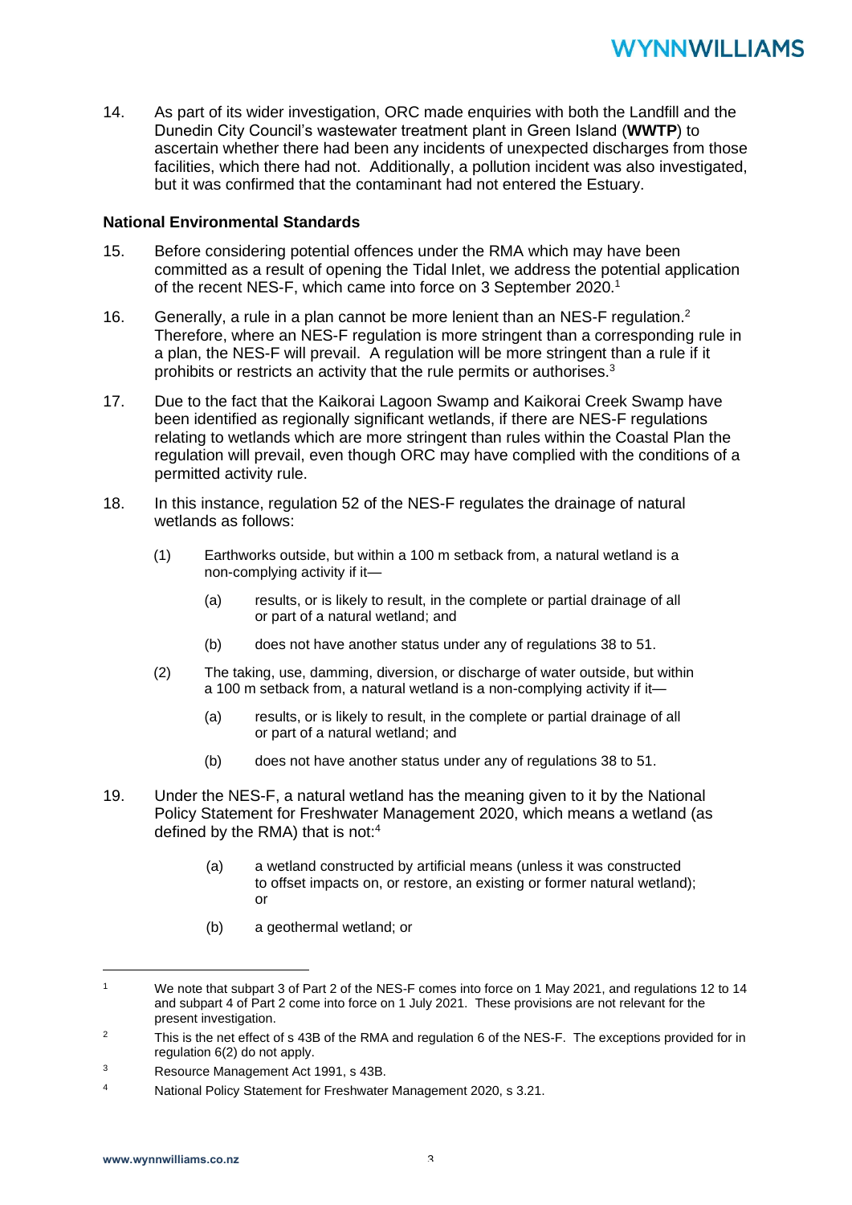14. As part of its wider investigation, ORC made enquiries with both the Landfill and the Dunedin City Council's wastewater treatment plant in Green Island (**WWTP**) to ascertain whether there had been any incidents of unexpected discharges from those facilities, which there had not. Additionally, a pollution incident was also investigated, but it was confirmed that the contaminant had not entered the Estuary.

**National Environmental Standards**

15. Before considering potential offences under the RMA which may have been committed as a result of opening the Tidal Inlet, we address the potential application of the recent NES-F, which came into force on 3 September 2020.[1]

16. Generally, a rule in a plan cannot be more lenient than an NES-F regulation.[2] Therefore, where an NES-F regulation is more stringent than a corresponding rule in a plan, the NES-F will prevail. A regulation will be more stringent than a rule if it prohibits or restricts an activity that the rule permits or authorises.[3]

17. Due to the fact that the Kaikorai Lagoon Swamp and Kaikorai Creek Swamp have been identified as regionally significant wetlands, if there are NES-F regulations relating to wetlands which are more stringent than rules within the Coastal Plan the regulation will prevail, even though ORC may have complied with the conditions of a permitted activity rule.

18. In this instance, regulation 52 of the NES-F regulates the drainage of natural wetlands as follows:

   (1) Earthworks outside, but within a 100 m setback from, a natural wetland is a non-complying activity if it—

      (a) results, or is likely to result, in the complete or partial drainage of all or part of a natural wetland; and

      (b) does not have another status under any of regulations 38 to 51.

   (2) The taking, use, damming, diversion, or discharge of water outside, but within a 100 m setback from, a natural wetland is a non-complying activity if it—

      (a) results, or is likely to result, in the complete or partial drainage of all or part of a natural wetland; and

      (b) does not have another status under any of regulations 38 to 51.

19. Under the NES-F, a natural wetland has the meaning given to it by the National Policy Statement for Freshwater Management 2020, which means a wetland (as defined by the RMA) that is not:[4]

   (a) a wetland constructed by artificial means (unless it was constructed to offset impacts on, or restore, an existing or former natural wetland); or

   (b) a geothermal wetland; or

---

[1] We note that subpart 3 of Part 2 of the NES-F comes into force on 1 May 2021, and regulations 12 to 14 and subpart 4 of Part 2 come into force on 1 July 2021. These provisions are not relevant for the present investigation.

[2] This is the net effect of s 43B of the RMA and regulation 6 of the NES-F. The exceptions provided for in regulation 6(2) do not apply.

[3] Resource Management Act 1991, s 43B.

[4] National Policy Statement for Freshwater Management 2020, s 3.21.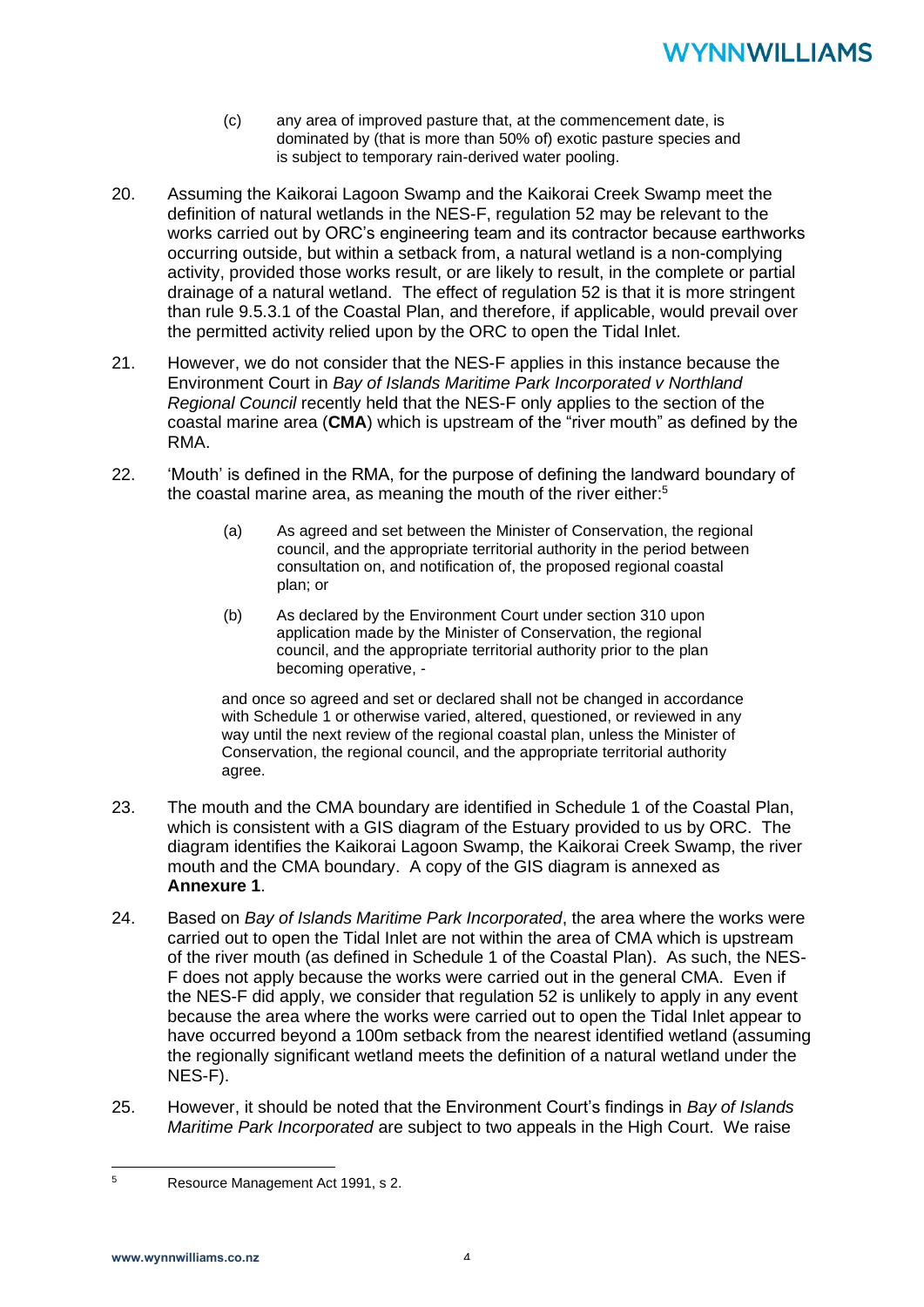(c) any area of improved pasture that, at the commencement date, is dominated by (that is more than 50% of) exotic pasture species and is subject to temporary rain-derived water pooling.

20. Assuming the Kaikorai Lagoon Swamp and the Kaikorai Creek Swamp meet the definition of natural wetlands in the NES-F, regulation 52 may be relevant to the works carried out by ORC's engineering team and its contractor because earthworks occurring outside, but within a setback from, a natural wetland is a non-complying activity, provided those works result, or are likely to result, in the complete or partial drainage of a natural wetland. The effect of regulation 52 is that it is more stringent than rule 9.5.3.1 of the Coastal Plan, and therefore, if applicable, would prevail over the permitted activity relied upon by the ORC to open the Tidal Inlet.

21. However, we do not consider that the NES-F applies in this instance because the Environment Court in *Bay of Islands Maritime Park Incorporated v Northland Regional Council* recently held that the NES-F only applies to the section of the coastal marine area (**CMA**) which is upstream of the "river mouth" as defined by the RMA.

22. 'Mouth' is defined in the RMA, for the purpose of defining the landward boundary of the coastal marine area, as meaning the mouth of the river either:[5]

    (a) As agreed and set between the Minister of Conservation, the regional council, and the appropriate territorial authority in the period between consultation on, and notification of, the proposed regional coastal plan; or

    (b) As declared by the Environment Court under section 310 upon application made by the Minister of Conservation, the regional council, and the appropriate territorial authority prior to the plan becoming operative, -

    and once so agreed and set or declared shall not be changed in accordance with Schedule 1 or otherwise varied, altered, questioned, or reviewed in any way until the next review of the regional coastal plan, unless the Minister of Conservation, the regional council, and the appropriate territorial authority agree.

23. The mouth and the CMA boundary are identified in Schedule 1 of the Coastal Plan, which is consistent with a GIS diagram of the Estuary provided to us by ORC. The diagram identifies the Kaikorai Lagoon Swamp, the Kaikorai Creek Swamp, the river mouth and the CMA boundary. A copy of the GIS diagram is annexed as **Annexure 1**.

24. Based on *Bay of Islands Maritime Park Incorporated*, the area where the works were carried out to open the Tidal Inlet are not within the area of CMA which is upstream of the river mouth (as defined in Schedule 1 of the Coastal Plan). As such, the NES-F does not apply because the works were carried out in the general CMA. Even if the NES-F did apply, we consider that regulation 52 is unlikely to apply in any event because the area where the works were carried out to open the Tidal Inlet appear to have occurred beyond a 100m setback from the nearest identified wetland (assuming the regionally significant wetland meets the definition of a natural wetland under the NES-F).

25. However, it should be noted that the Environment Court's findings in *Bay of Islands Maritime Park Incorporated* are subject to two appeals in the High Court. We raise

---

[5] Resource Management Act 1991, s 2.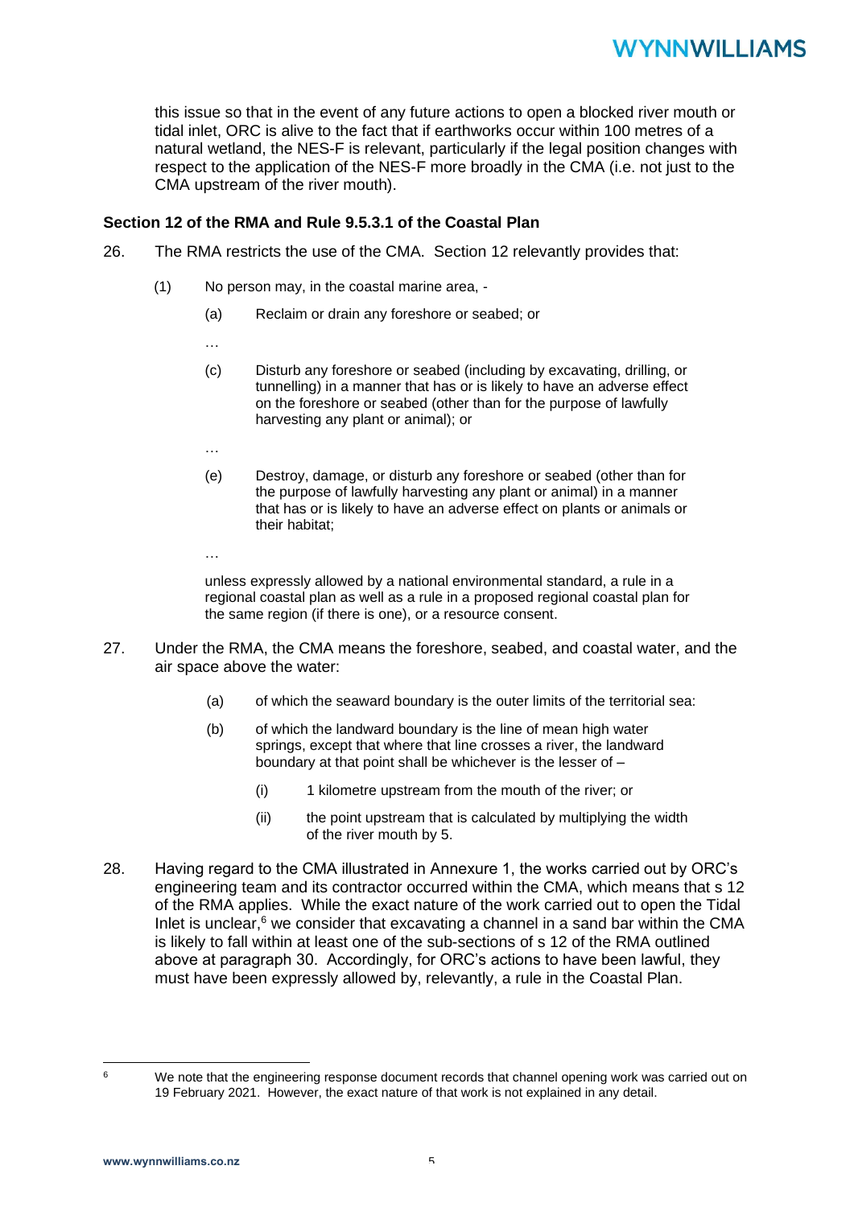this issue so that in the event of any future actions to open a blocked river mouth or tidal inlet, ORC is alive to the fact that if earthworks occur within 100 metres of a natural wetland, the NES-F is relevant, particularly if the legal position changes with respect to the application of the NES-F more broadly in the CMA (i.e. not just to the CMA upstream of the river mouth).

**Section 12 of the RMA and Rule 9.5.3.1 of the Coastal Plan**

26. The RMA restricts the use of the CMA. Section 12 relevantly provides that:

    (1) No person may, in the coastal marine area, -

    (a) Reclaim or drain any foreshore or seabed; or

    …

    (c) Disturb any foreshore or seabed (including by excavating, drilling, or tunnelling) in a manner that has or is likely to have an adverse effect on the foreshore or seabed (other than for the purpose of lawfully harvesting any plant or animal); or

    …

    (e) Destroy, damage, or disturb any foreshore or seabed (other than for the purpose of lawfully harvesting any plant or animal) in a manner that has or is likely to have an adverse effect on plants or animals or their habitat;

    …

    unless expressly allowed by a national environmental standard, a rule in a regional coastal plan as well as a rule in a proposed regional coastal plan for the same region (if there is one), or a resource consent.

27. Under the RMA, the CMA means the foreshore, seabed, and coastal water, and the air space above the water:

    (a) of which the seaward boundary is the outer limits of the territorial sea:

    (b) of which the landward boundary is the line of mean high water springs, except that where that line crosses a river, the landward boundary at that point shall be whichever is the lesser of –

    (i) 1 kilometre upstream from the mouth of the river; or

    (ii) the point upstream that is calculated by multiplying the width of the river mouth by 5.

28. Having regard to the CMA illustrated in Annexure 1, the works carried out by ORC's engineering team and its contractor occurred within the CMA, which means that s 12 of the RMA applies. While the exact nature of the work carried out to open the Tidal Inlet is unclear,[6] we consider that excavating a channel in a sand bar within the CMA is likely to fall within at least one of the sub-sections of s 12 of the RMA outlined above at paragraph 30. Accordingly, for ORC's actions to have been lawful, they must have been expressly allowed by, relevantly, a rule in the Coastal Plan.

---

[6] We note that the engineering response document records that channel opening work was carried out on 19 February 2021. However, the exact nature of that work is not explained in any detail.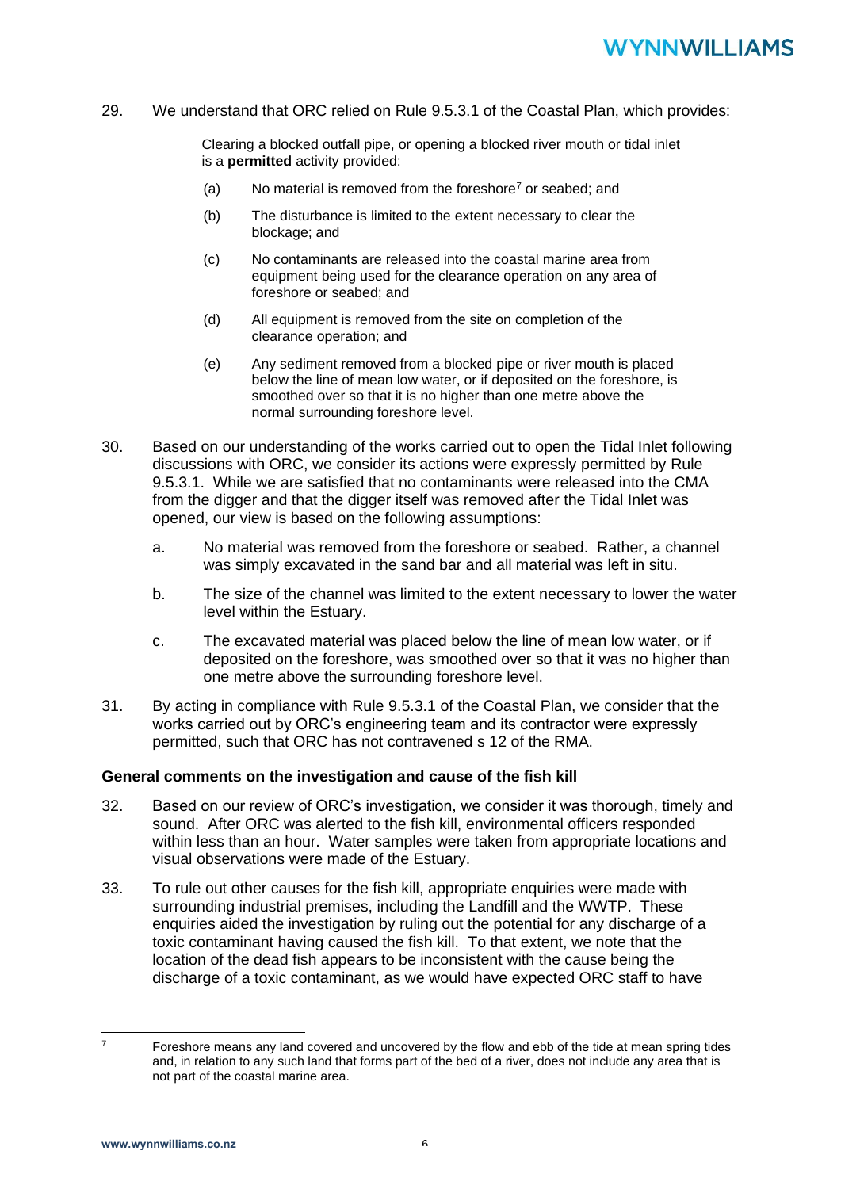29. We understand that ORC relied on Rule 9.5.3.1 of the Coastal Plan, which provides:

> Clearing a blocked outfall pipe, or opening a blocked river mouth or tidal inlet is a **permitted** activity provided:
>
> (a) No material is removed from the foreshore[7] or seabed; and
>
> (b) The disturbance is limited to the extent necessary to clear the blockage; and
>
> (c) No contaminants are released into the coastal marine area from equipment being used for the clearance operation on any area of foreshore or seabed; and
>
> (d) All equipment is removed from the site on completion of the clearance operation; and
>
> (e) Any sediment removed from a blocked pipe or river mouth is placed below the line of mean low water, or if deposited on the foreshore, is smoothed over so that it is no higher than one metre above the normal surrounding foreshore level.

30. Based on our understanding of the works carried out to open the Tidal Inlet following discussions with ORC, we consider its actions were expressly permitted by Rule 9.5.3.1. While we are satisfied that no contaminants were released into the CMA from the digger and that the digger itself was removed after the Tidal Inlet was opened, our view is based on the following assumptions:

    a. No material was removed from the foreshore or seabed. Rather, a channel was simply excavated in the sand bar and all material was left in situ.

    b. The size of the channel was limited to the extent necessary to lower the water level within the Estuary.

    c. The excavated material was placed below the line of mean low water, or if deposited on the foreshore, was smoothed over so that it was no higher than one metre above the surrounding foreshore level.

31. By acting in compliance with Rule 9.5.3.1 of the Coastal Plan, we consider that the works carried out by ORC's engineering team and its contractor were expressly permitted, such that ORC has not contravened s 12 of the RMA.

**General comments on the investigation and cause of the fish kill**

32. Based on our review of ORC's investigation, we consider it was thorough, timely and sound. After ORC was alerted to the fish kill, environmental officers responded within less than an hour. Water samples were taken from appropriate locations and visual observations were made of the Estuary.

33. To rule out other causes for the fish kill, appropriate enquiries were made with surrounding industrial premises, including the Landfill and the WWTP. These enquiries aided the investigation by ruling out the potential for any discharge of a toxic contaminant having caused the fish kill. To that extent, we note that the location of the dead fish appears to be inconsistent with the cause being the discharge of a toxic contaminant, as we would have expected ORC staff to have

---

[7] Foreshore means any land covered and uncovered by the flow and ebb of the tide at mean spring tides and, in relation to any such land that forms part of the bed of a river, does not include any area that is not part of the coastal marine area.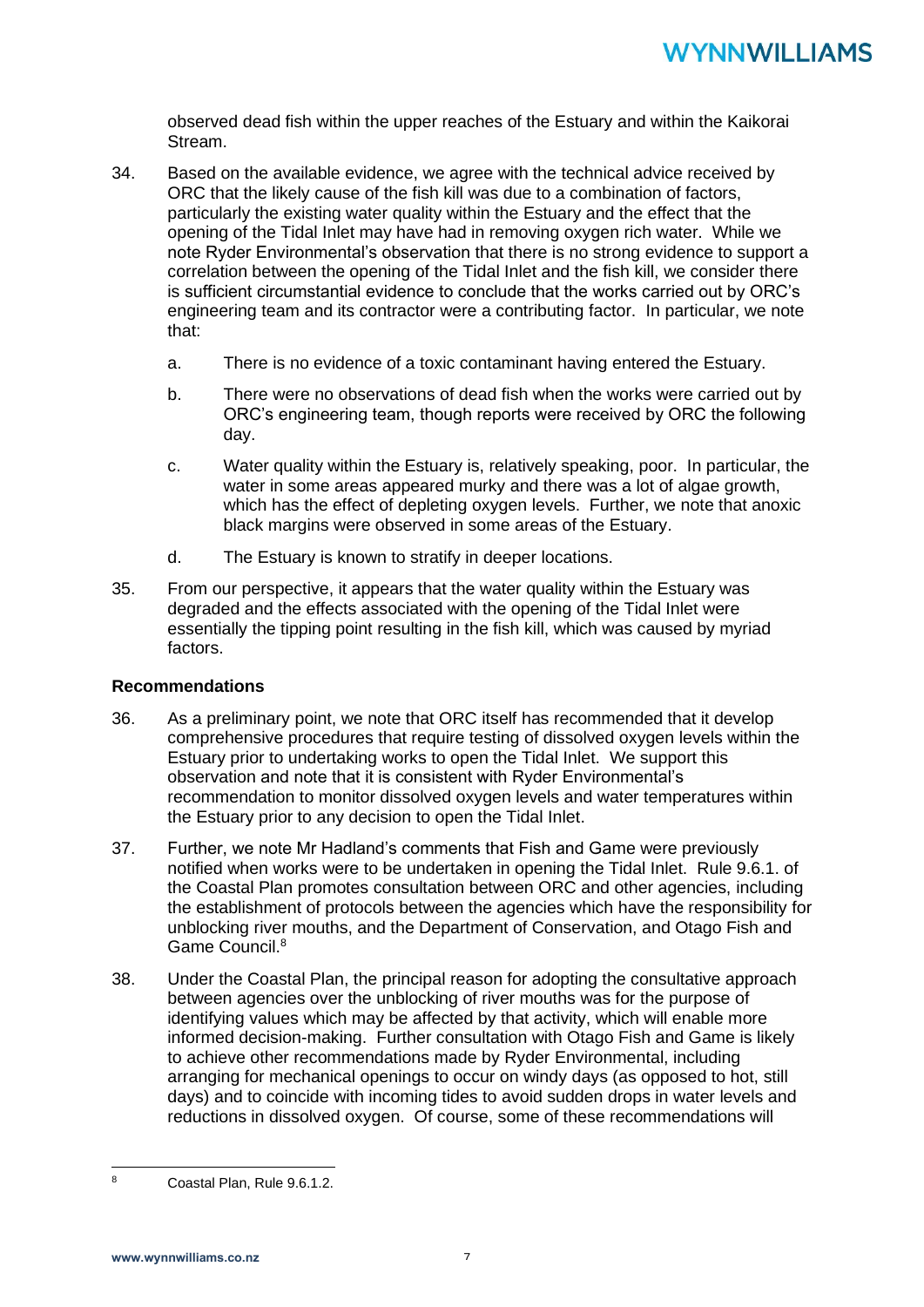observed dead fish within the upper reaches of the Estuary and within the Kaikorai Stream.

34. Based on the available evidence, we agree with the technical advice received by ORC that the likely cause of the fish kill was due to a combination of factors, particularly the existing water quality within the Estuary and the effect that the opening of the Tidal Inlet may have had in removing oxygen rich water. While we note Ryder Environmental's observation that there is no strong evidence to support a correlation between the opening of the Tidal Inlet and the fish kill, we consider there is sufficient circumstantial evidence to conclude that the works carried out by ORC's engineering team and its contractor were a contributing factor. In particular, we note that:

    a. There is no evidence of a toxic contaminant having entered the Estuary.

    b. There were no observations of dead fish when the works were carried out by ORC's engineering team, though reports were received by ORC the following day.

    c. Water quality within the Estuary is, relatively speaking, poor. In particular, the water in some areas appeared murky and there was a lot of algae growth, which has the effect of depleting oxygen levels. Further, we note that anoxic black margins were observed in some areas of the Estuary.

    d. The Estuary is known to stratify in deeper locations.

35. From our perspective, it appears that the water quality within the Estuary was degraded and the effects associated with the opening of the Tidal Inlet were essentially the tipping point resulting in the fish kill, which was caused by myriad factors.

**Recommendations**

36. As a preliminary point, we note that ORC itself has recommended that it develop comprehensive procedures that require testing of dissolved oxygen levels within the Estuary prior to undertaking works to open the Tidal Inlet. We support this observation and note that it is consistent with Ryder Environmental's recommendation to monitor dissolved oxygen levels and water temperatures within the Estuary prior to any decision to open the Tidal Inlet.

37. Further, we note Mr Hadland's comments that Fish and Game were previously notified when works were to be undertaken in opening the Tidal Inlet. Rule 9.6.1. of the Coastal Plan promotes consultation between ORC and other agencies, including the establishment of protocols between the agencies which have the responsibility for unblocking river mouths, and the Department of Conservation, and Otago Fish and Game Council.[8]

38. Under the Coastal Plan, the principal reason for adopting the consultative approach between agencies over the unblocking of river mouths was for the purpose of identifying values which may be affected by that activity, which will enable more informed decision-making. Further consultation with Otago Fish and Game is likely to achieve other recommendations made by Ryder Environmental, including arranging for mechanical openings to occur on windy days (as opposed to hot, still days) and to coincide with incoming tides to avoid sudden drops in water levels and reductions in dissolved oxygen. Of course, some of these recommendations will

[8] Coastal Plan, Rule 9.6.1.2.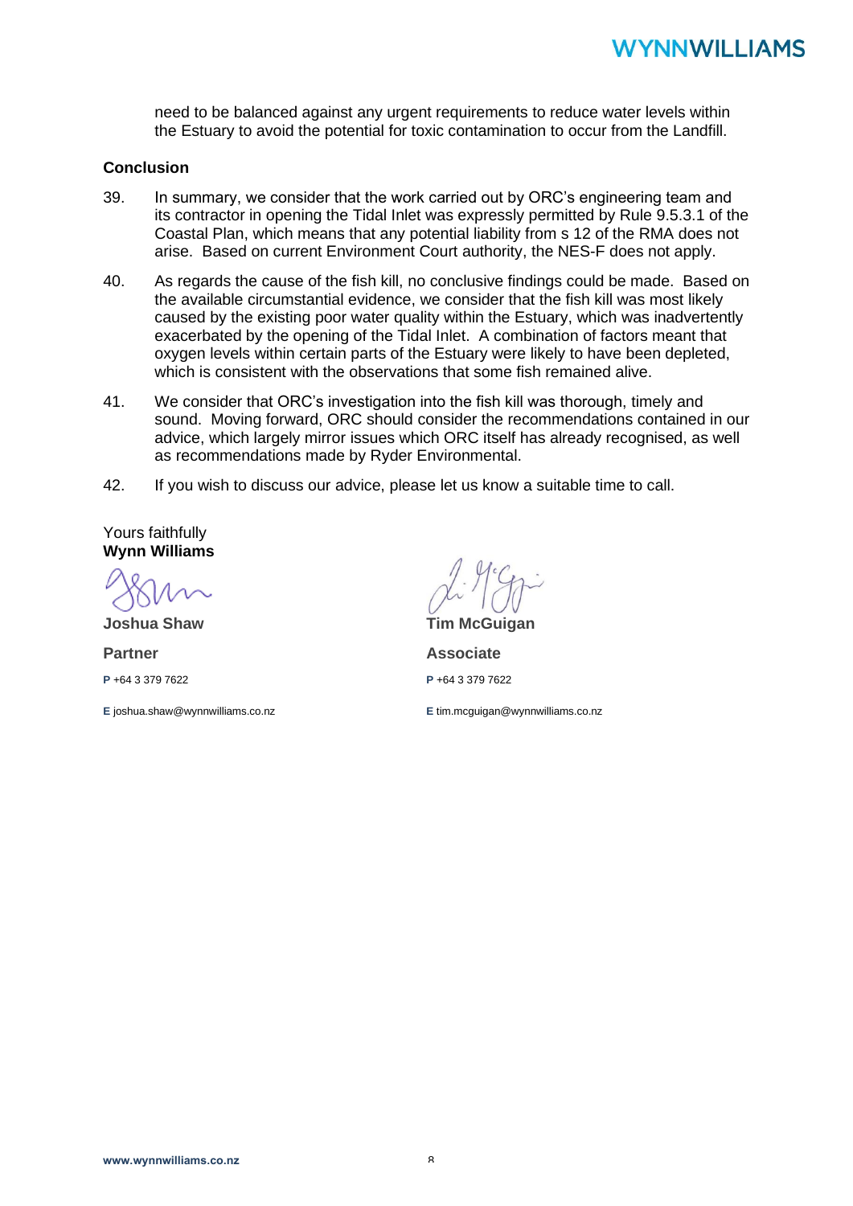need to be balanced against any urgent requirements to reduce water levels within the Estuary to avoid the potential for toxic contamination to occur from the Landfill.

**Conclusion**

39. In summary, we consider that the work carried out by ORC's engineering team and its contractor in opening the Tidal Inlet was expressly permitted by Rule 9.5.3.1 of the Coastal Plan, which means that any potential liability from s 12 of the RMA does not arise. Based on current Environment Court authority, the NES-F does not apply.

40. As regards the cause of the fish kill, no conclusive findings could be made. Based on the available circumstantial evidence, we consider that the fish kill was most likely caused by the existing poor water quality within the Estuary, which was inadvertently exacerbated by the opening of the Tidal Inlet. A combination of factors meant that oxygen levels within certain parts of the Estuary were likely to have been depleted, which is consistent with the observations that some fish remained alive.

41. We consider that ORC's investigation into the fish kill was thorough, timely and sound. Moving forward, ORC should consider the recommendations contained in our advice, which largely mirror issues which ORC itself has already recognised, as well as recommendations made by Ryder Environmental.

42. If you wish to discuss our advice, please let us know a suitable time to call.

Yours faithfully
**Wynn Williams**

**Joshua Shaw**

**Partner**

**P** +64 3 379 7622

**E** joshua.shaw@wynnwilliams.co.nz

**Tim McGuigan**

**Associate**

**P** +64 3 379 7622

**E** tim.mcguigan@wynnwilliams.co.nz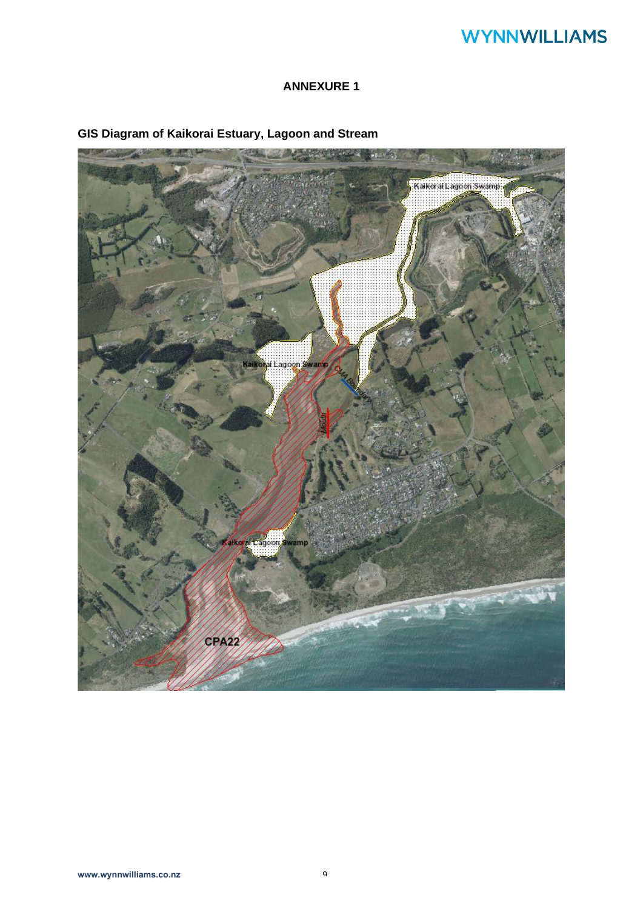# ANNEXURE 1

## GIS Diagram of Kaikorai Estuary, Lagoon and Stream

Kaikorai Lagoon Swamp

Kaikorai Lagoon Swamp

CMA Boundary

Mouth

Kaikorai Lagoon Swamp

CPA22